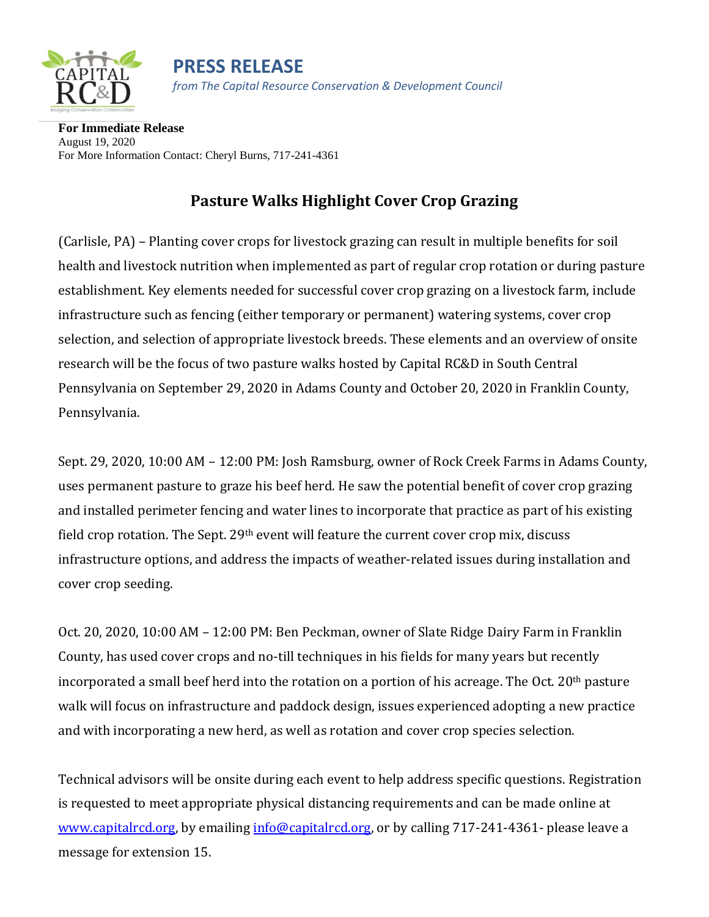# PRESS RELEASE

*from The Capital Resource Conservation & Development Council*

**For Immediate Release**
August 19, 2020
For More Information Contact: Cheryl Burns, 717-241-4361

## Pasture Walks Highlight Cover Crop Grazing

(Carlisle, PA) – Planting cover crops for livestock grazing can result in multiple benefits for soil health and livestock nutrition when implemented as part of regular crop rotation or during pasture establishment. Key elements needed for successful cover crop grazing on a livestock farm, include infrastructure such as fencing (either temporary or permanent) watering systems, cover crop selection, and selection of appropriate livestock breeds. These elements and an overview of onsite research will be the focus of two pasture walks hosted by Capital RC&D in South Central Pennsylvania on September 29, 2020 in Adams County and October 20, 2020 in Franklin County, Pennsylvania.

Sept. 29, 2020, 10:00 AM – 12:00 PM: Josh Ramsburg, owner of Rock Creek Farms in Adams County, uses permanent pasture to graze his beef herd. He saw the potential benefit of cover crop grazing and installed perimeter fencing and water lines to incorporate that practice as part of his existing field crop rotation. The Sept. 29th event will feature the current cover crop mix, discuss infrastructure options, and address the impacts of weather-related issues during installation and cover crop seeding.

Oct. 20, 2020, 10:00 AM – 12:00 PM: Ben Peckman, owner of Slate Ridge Dairy Farm in Franklin County, has used cover crops and no-till techniques in his fields for many years but recently incorporated a small beef herd into the rotation on a portion of his acreage. The Oct. 20th pasture walk will focus on infrastructure and paddock design, issues experienced adopting a new practice and with incorporating a new herd, as well as rotation and cover crop species selection.

Technical advisors will be onsite during each event to help address specific questions. Registration is requested to meet appropriate physical distancing requirements and can be made online at [www.capitalrcd.org](http://www.capitalrcd.org), by emailing [info@capitalrcd.org](mailto:info@capitalrcd.org), or by calling 717-241-4361- please leave a message for extension 15.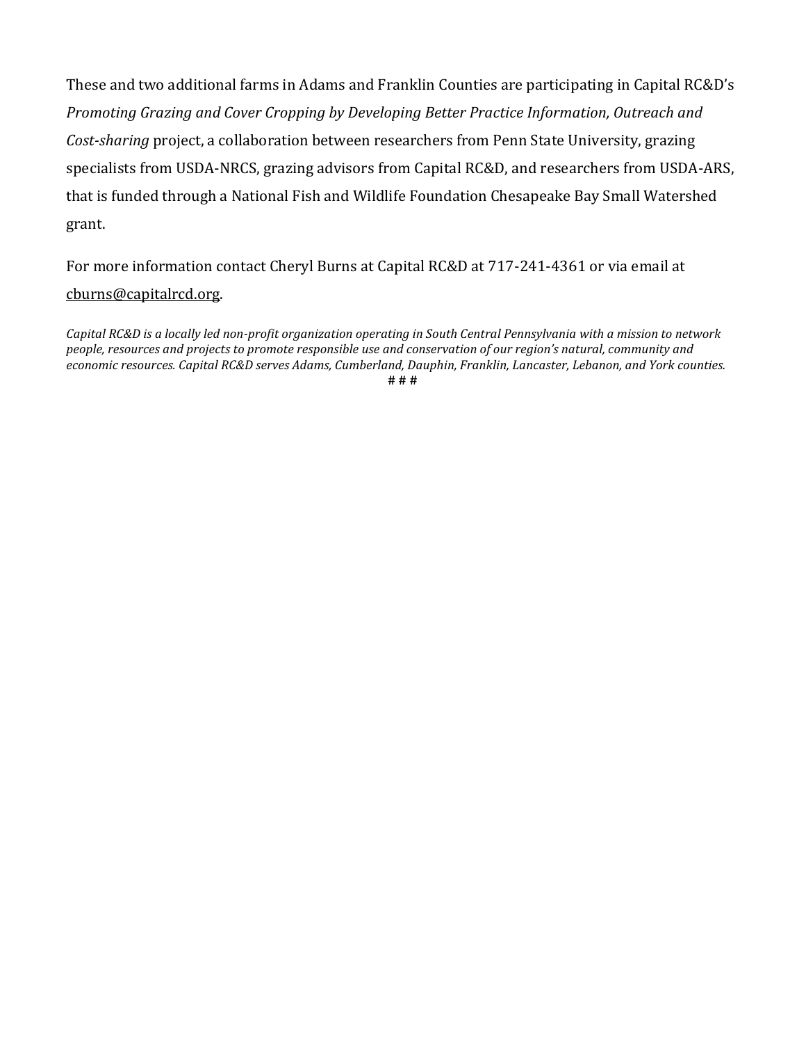These and two additional farms in Adams and Franklin Counties are participating in Capital RC&D's *Promoting Grazing and Cover Cropping by Developing Better Practice Information, Outreach and Cost-sharing* project, a collaboration between researchers from Penn State University, grazing specialists from USDA-NRCS, grazing advisors from Capital RC&D, and researchers from USDA-ARS, that is funded through a National Fish and Wildlife Foundation Chesapeake Bay Small Watershed grant.

For more information contact Cheryl Burns at Capital RC&D at 717-241-4361 or via email at cburns@capitalrcd.org.

*Capital RC&D is a locally led non-profit organization operating in South Central Pennsylvania with a mission to network people, resources and projects to promote responsible use and conservation of our region's natural, community and economic resources. Capital RC&D serves Adams, Cumberland, Dauphin, Franklin, Lancaster, Lebanon, and York counties.*

# # #